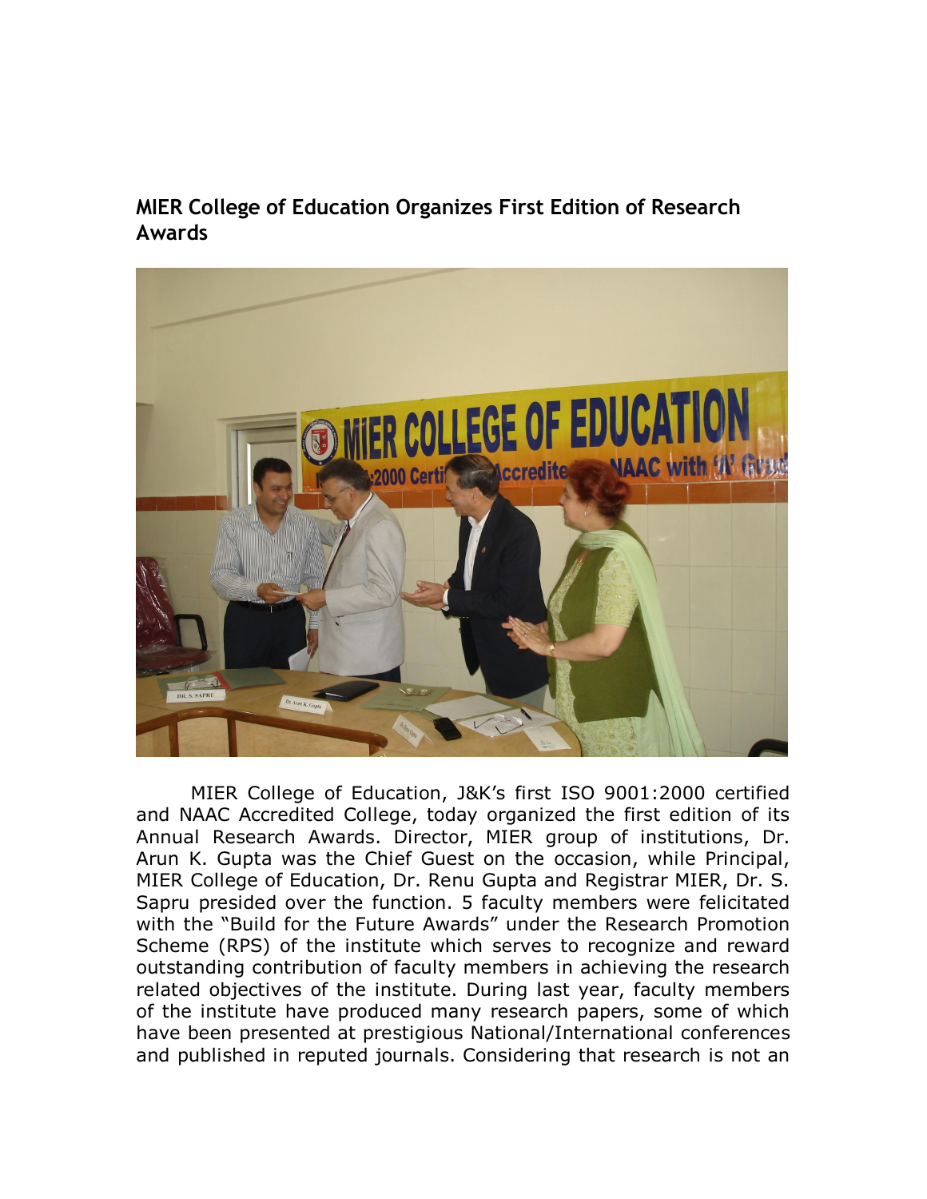## MIER College of Education Organizes First Edition of Research Awards

MIER College of Education, J&K's first ISO 9001:2000 certified and NAAC Accredited College, today organized the first edition of its Annual Research Awards. Director, MIER group of institutions, Dr. Arun K. Gupta was the Chief Guest on the occasion, while Principal, MIER College of Education, Dr. Renu Gupta and Registrar MIER, Dr. S. Sapru presided over the function. 5 faculty members were felicitated with the "Build for the Future Awards" under the Research Promotion Scheme (RPS) of the institute which serves to recognize and reward outstanding contribution of faculty members in achieving the research related objectives of the institute. During last year, faculty members of the institute have produced many research papers, some of which have been presented at prestigious National/International conferences and published in reputed journals. Considering that research is not an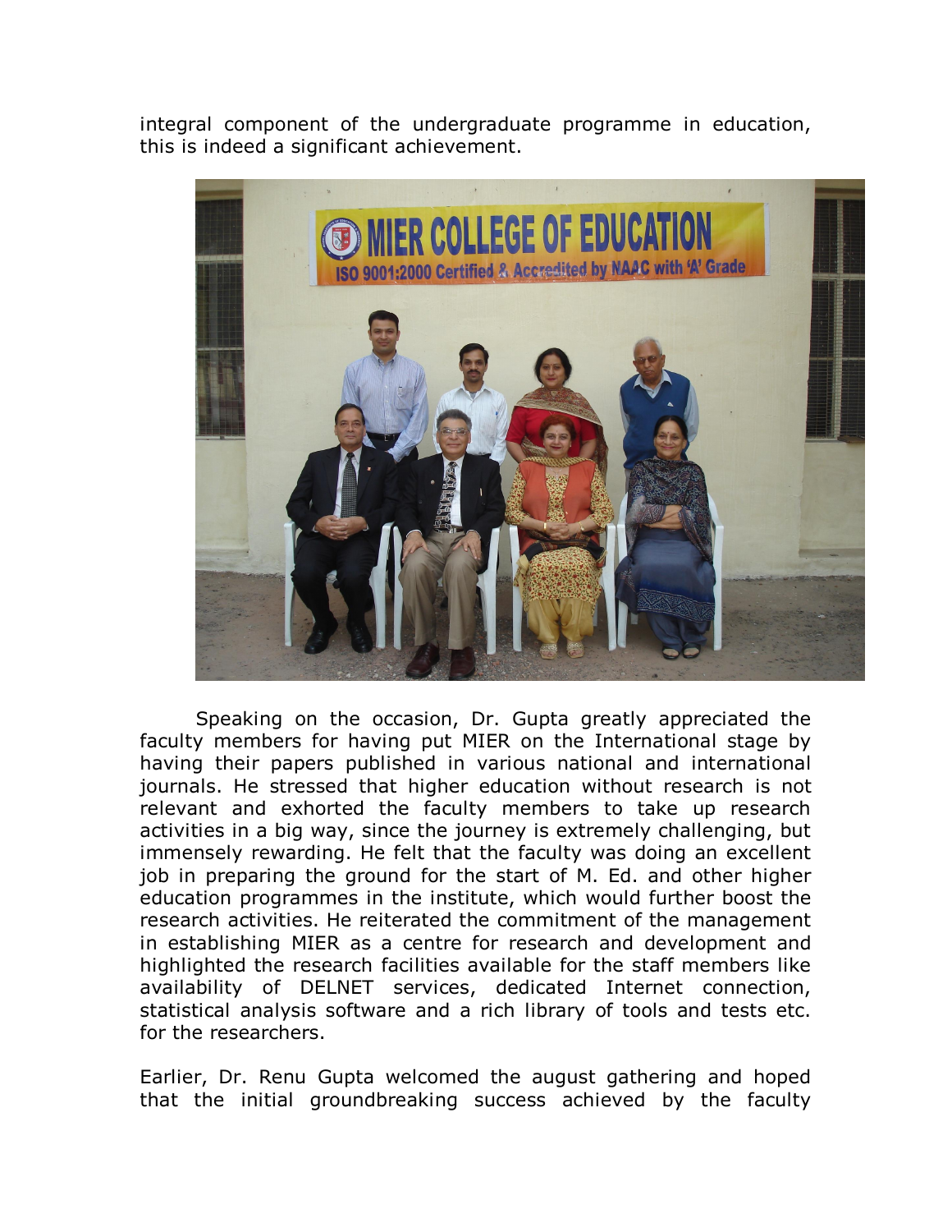integral component of the undergraduate programme in education, this is indeed a significant achievement.

Speaking on the occasion, Dr. Gupta greatly appreciated the faculty members for having put MIER on the International stage by having their papers published in various national and international journals. He stressed that higher education without research is not relevant and exhorted the faculty members to take up research activities in a big way, since the journey is extremely challenging, but immensely rewarding. He felt that the faculty was doing an excellent job in preparing the ground for the start of M. Ed. and other higher education programmes in the institute, which would further boost the research activities. He reiterated the commitment of the management in establishing MIER as a centre for research and development and highlighted the research facilities available for the staff members like availability of DELNET services, dedicated Internet connection, statistical analysis software and a rich library of tools and tests etc. for the researchers.

Earlier, Dr. Renu Gupta welcomed the august gathering and hoped that the initial groundbreaking success achieved by the faculty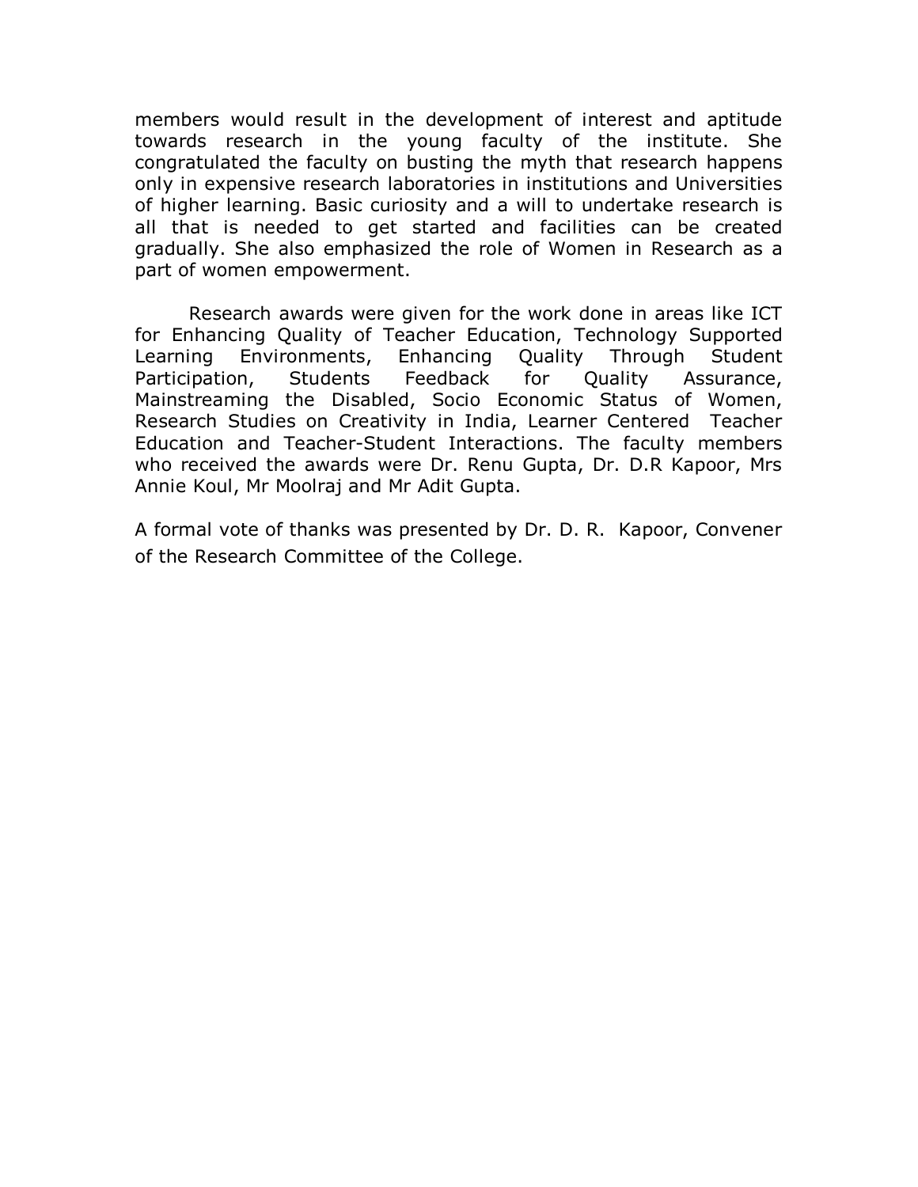members would result in the development of interest and aptitude towards research in the young faculty of the institute. She congratulated the faculty on busting the myth that research happens only in expensive research laboratories in institutions and Universities of higher learning. Basic curiosity and a will to undertake research is all that is needed to get started and facilities can be created gradually. She also emphasized the role of Women in Research as a part of women empowerment.

Research awards were given for the work done in areas like ICT for Enhancing Quality of Teacher Education, Technology Supported Learning Environments, Enhancing Quality Through Student Participation, Students Feedback for Quality Assurance, Mainstreaming the Disabled, Socio Economic Status of Women, Research Studies on Creativity in India, Learner Centered Teacher Education and Teacher-Student Interactions. The faculty members who received the awards were Dr. Renu Gupta, Dr. D.R Kapoor, Mrs Annie Koul, Mr Moolraj and Mr Adit Gupta.

A formal vote of thanks was presented by Dr. D. R. Kapoor, Convener of the Research Committee of the College.